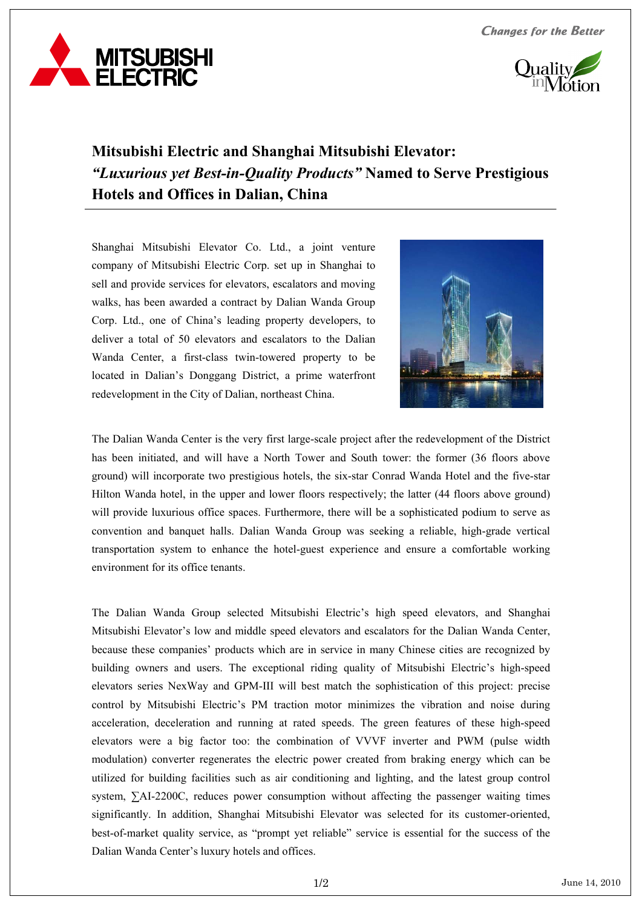# Mitsubishi Electric and Shanghai Mitsubishi Elevator: *"Luxurious yet Best-in-Quality Products"* Named to Serve Prestigious Hotels and Offices in Dalian, China

Shanghai Mitsubishi Elevator Co. Ltd., a joint venture company of Mitsubishi Electric Corp. set up in Shanghai to sell and provide services for elevators, escalators and moving walks, has been awarded a contract by Dalian Wanda Group Corp. Ltd., one of China's leading property developers, to deliver a total of 50 elevators and escalators to the Dalian Wanda Center, a first-class twin-towered property to be located in Dalian's Donggang District, a prime waterfront redevelopment in the City of Dalian, northeast China.

The Dalian Wanda Center is the very first large-scale project after the redevelopment of the District has been initiated, and will have a North Tower and South tower: the former (36 floors above ground) will incorporate two prestigious hotels, the six-star Conrad Wanda Hotel and the five-star Hilton Wanda hotel, in the upper and lower floors respectively; the latter (44 floors above ground) will provide luxurious office spaces. Furthermore, there will be a sophisticated podium to serve as convention and banquet halls. Dalian Wanda Group was seeking a reliable, high-grade vertical transportation system to enhance the hotel-guest experience and ensure a comfortable working environment for its office tenants.

The Dalian Wanda Group selected Mitsubishi Electric's high speed elevators, and Shanghai Mitsubishi Elevator's low and middle speed elevators and escalators for the Dalian Wanda Center, because these companies' products which are in service in many Chinese cities are recognized by building owners and users. The exceptional riding quality of Mitsubishi Electric's high-speed elevators series NexWay and GPM-III will best match the sophistication of this project: precise control by Mitsubishi Electric's PM traction motor minimizes the vibration and noise during acceleration, deceleration and running at rated speeds. The green features of these high-speed elevators were a big factor too: the combination of VVVF inverter and PWM (pulse width modulation) converter regenerates the electric power created from braking energy which can be utilized for building facilities such as air conditioning and lighting, and the latest group control system, ∑AI-2200C, reduces power consumption without affecting the passenger waiting times significantly. In addition, Shanghai Mitsubishi Elevator was selected for its customer-oriented, best-of-market quality service, as "prompt yet reliable" service is essential for the success of the Dalian Wanda Center's luxury hotels and offices.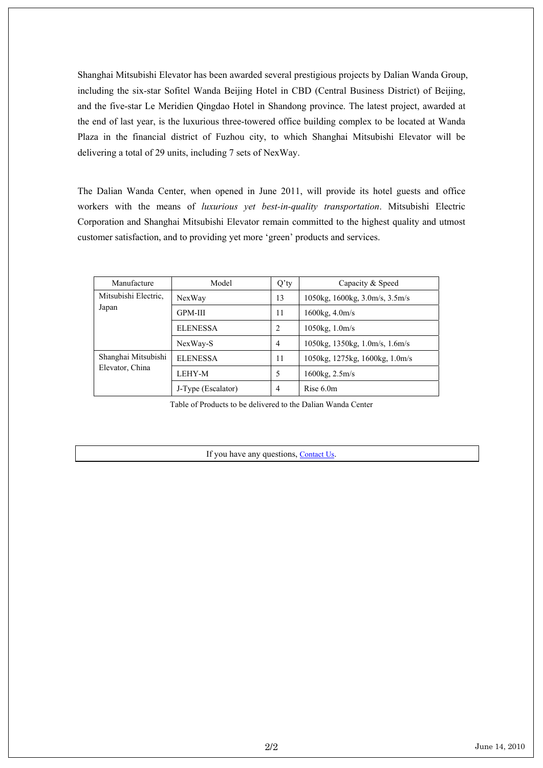Shanghai Mitsubishi Elevator has been awarded several prestigious projects by Dalian Wanda Group, including the six-star Sofitel Wanda Beijing Hotel in CBD (Central Business District) of Beijing, and the five-star Le Meridien Qingdao Hotel in Shandong province. The latest project, awarded at the end of last year, is the luxurious three-towered office building complex to be located at Wanda Plaza in the financial district of Fuzhou city, to which Shanghai Mitsubishi Elevator will be delivering a total of 29 units, including 7 sets of NexWay.

The Dalian Wanda Center, when opened in June 2011, will provide its hotel guests and office workers with the means of *luxurious yet best-in-quality transportation*. Mitsubishi Electric Corporation and Shanghai Mitsubishi Elevator remain committed to the highest quality and utmost customer satisfaction, and to providing yet more 'green' products and services.

| Manufacture | Model | Q'ty | Capacity & Speed |
|---|---|---|---|
| Mitsubishi Electric, Japan | NexWay | 13 | 1050kg, 1600kg, 3.0m/s, 3.5m/s |
| | GPM-III | 11 | 1600kg, 4.0m/s |
| | ELENESSA | 2 | 1050kg, 1.0m/s |
| | NexWay-S | 4 | 1050kg, 1350kg, 1.0m/s, 1.6m/s |
| Shanghai Mitsubishi Elevator, China | ELENESSA | 11 | 1050kg, 1275kg, 1600kg, 1.0m/s |
| | LEHY-M | 5 | 1600kg, 2.5m/s |
| | J-Type (Escalator) | 4 | Rise 6.0m |

Table of Products to be delivered to the Dalian Wanda Center

If you have any questions, Contact Us.

June 14, 2010